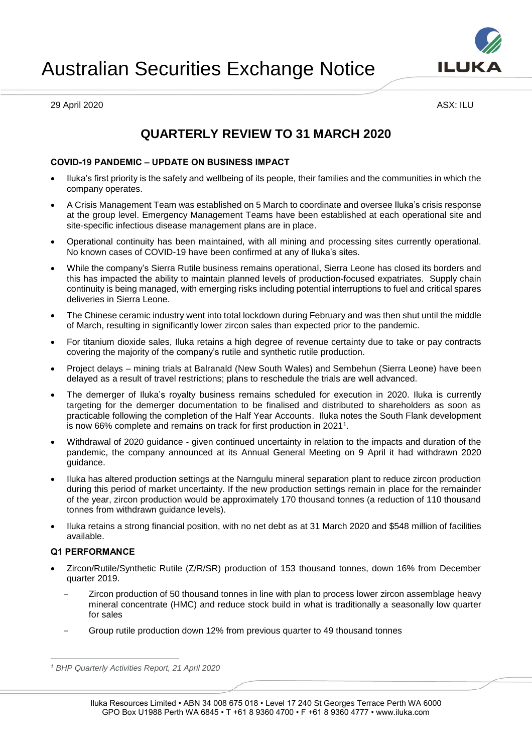# Australian Securities Exchange Notice

29 April 2020 ASX: ILU

## QUARTERLY REVIEW TO 31 MARCH 2020

### COVID-19 PANDEMIC – UPDATE ON BUSINESS IMPACT

- Iluka's first priority is the safety and wellbeing of its people, their families and the communities in which the company operates.
- A Crisis Management Team was established on 5 March to coordinate and oversee Iluka's crisis response at the group level. Emergency Management Teams have been established at each operational site and site-specific infectious disease management plans are in place.
- Operational continuity has been maintained, with all mining and processing sites currently operational. No known cases of COVID-19 have been confirmed at any of Iluka's sites.
- While the company's Sierra Rutile business remains operational, Sierra Leone has closed its borders and this has impacted the ability to maintain planned levels of production-focused expatriates. Supply chain continuity is being managed, with emerging risks including potential interruptions to fuel and critical spares deliveries in Sierra Leone.
- The Chinese ceramic industry went into total lockdown during February and was then shut until the middle of March, resulting in significantly lower zircon sales than expected prior to the pandemic.
- For titanium dioxide sales, Iluka retains a high degree of revenue certainty due to take or pay contracts covering the majority of the company's rutile and synthetic rutile production.
- Project delays – mining trials at Balranald (New South Wales) and Sembehun (Sierra Leone) have been delayed as a result of travel restrictions; plans to reschedule the trials are well advanced.
- The demerger of Iluka's royalty business remains scheduled for execution in 2020. Iluka is currently targeting for the demerger documentation to be finalised and distributed to shareholders as soon as practicable following the completion of the Half Year Accounts. Iluka notes the South Flank development is now 66% complete and remains on track for first production in 2021[1].
- Withdrawal of 2020 guidance - given continued uncertainty in relation to the impacts and duration of the pandemic, the company announced at its Annual General Meeting on 9 April it had withdrawn 2020 guidance.
- Iluka has altered production settings at the Narngulu mineral separation plant to reduce zircon production during this period of market uncertainty. If the new production settings remain in place for the remainder of the year, zircon production would be approximately 170 thousand tonnes (a reduction of 110 thousand tonnes from withdrawn guidance levels).
- Iluka retains a strong financial position, with no net debt as at 31 March 2020 and $548 million of facilities available.

### Q1 PERFORMANCE

- Zircon/Rutile/Synthetic Rutile (Z/R/SR) production of 153 thousand tonnes, down 16% from December quarter 2019.
  - Zircon production of 50 thousand tonnes in line with plan to process lower zircon assemblage heavy mineral concentrate (HMC) and reduce stock build in what is traditionally a seasonally low quarter for sales
  - Group rutile production down 12% from previous quarter to 49 thousand tonnes

---

[1] *BHP Quarterly Activities Report, 21 April 2020*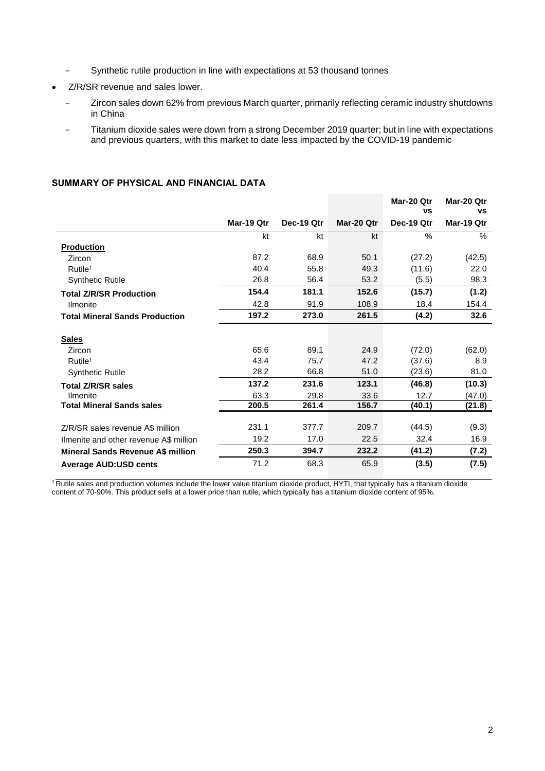- Synthetic rutile production in line with expectations at 53 thousand tonnes
- Z/R/SR revenue and sales lower.
  - Zircon sales down 62% from previous March quarter, primarily reflecting ceramic industry shutdowns in China
  - Titanium dioxide sales were down from a strong December 2019 quarter; but in line with expectations and previous quarters, with this market to date less impacted by the COVID-19 pandemic

## SUMMARY OF PHYSICAL AND FINANCIAL DATA

| | Mar-19 Qtr | Dec-19 Qtr | Mar-20 Qtr | Mar-20 Qtr vs Dec-19 Qtr | Mar-20 Qtr vs Mar-19 Qtr |
|---|---|---|---|---|---|
| | kt | kt | kt | % | % |
| **Production** | | | | | |
| Zircon | 87.2 | 68.9 | 50.1 | (27.2) | (42.5) |
| Rutile[1] | 40.4 | 55.8 | 49.3 | (11.6) | 22.0 |
| Synthetic Rutile | 26.8 | 56.4 | 53.2 | (5.5) | 98.3 |
| **Total Z/R/SR Production** | **154.4** | **181.1** | **152.6** | **(15.7)** | **(1.2)** |
| Ilmenite | 42.8 | 91.9 | 108.9 | 18.4 | 154.4 |
| **Total Mineral Sands Production** | **197.2** | **273.0** | **261.5** | **(4.2)** | **32.6** |
| **Sales** | | | | | |
| Zircon | 65.6 | 89.1 | 24.9 | (72.0) | (62.0) |
| Rutile[1] | 43.4 | 75.7 | 47.2 | (37.6) | 8.9 |
| Synthetic Rutile | 28.2 | 66.8 | 51.0 | (23.6) | 81.0 |
| **Total Z/R/SR sales** | **137.2** | **231.6** | **123.1** | **(46.8)** | **(10.3)** |
| Ilmenite | 63.3 | 29.8 | 33.6 | 12.7 | (47.0) |
| **Total Mineral Sands sales** | **200.5** | **261.4** | **156.7** | **(40.1)** | **(21.8)** |
| Z/R/SR sales revenue A$ million | 231.1 | 377.7 | 209.7 | (44.5) | (9.3) |
| Ilmenite and other revenue A$ million | 19.2 | 17.0 | 22.5 | 32.4 | 16.9 |
| **Mineral Sands Revenue A$ million** | **250.3** | **394.7** | **232.2** | **(41.2)** | **(7.2)** |
| **Average AUD:USD cents** | 71.2 | 68.3 | 65.9 | **(3.5)** | **(7.5)** |

[1] Rutile sales and production volumes include the lower value titanium dioxide product, HYTI, that typically has a titanium dioxide content of 70-90%. This product sells at a lower price than rutile, which typically has a titanium dioxide content of 95%.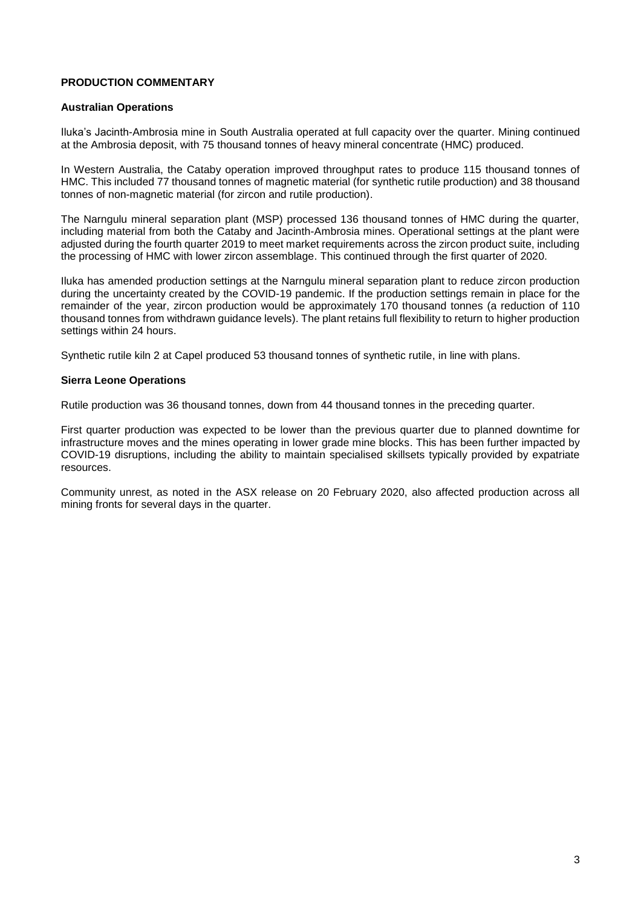## PRODUCTION COMMENTARY

### Australian Operations

Iluka's Jacinth-Ambrosia mine in South Australia operated at full capacity over the quarter. Mining continued at the Ambrosia deposit, with 75 thousand tonnes of heavy mineral concentrate (HMC) produced.

In Western Australia, the Cataby operation improved throughput rates to produce 115 thousand tonnes of HMC. This included 77 thousand tonnes of magnetic material (for synthetic rutile production) and 38 thousand tonnes of non-magnetic material (for zircon and rutile production).

The Narngulu mineral separation plant (MSP) processed 136 thousand tonnes of HMC during the quarter, including material from both the Cataby and Jacinth-Ambrosia mines. Operational settings at the plant were adjusted during the fourth quarter 2019 to meet market requirements across the zircon product suite, including the processing of HMC with lower zircon assemblage. This continued through the first quarter of 2020.

Iluka has amended production settings at the Narngulu mineral separation plant to reduce zircon production during the uncertainty created by the COVID-19 pandemic. If the production settings remain in place for the remainder of the year, zircon production would be approximately 170 thousand tonnes (a reduction of 110 thousand tonnes from withdrawn guidance levels). The plant retains full flexibility to return to higher production settings within 24 hours.

Synthetic rutile kiln 2 at Capel produced 53 thousand tonnes of synthetic rutile, in line with plans.

### Sierra Leone Operations

Rutile production was 36 thousand tonnes, down from 44 thousand tonnes in the preceding quarter.

First quarter production was expected to be lower than the previous quarter due to planned downtime for infrastructure moves and the mines operating in lower grade mine blocks. This has been further impacted by COVID-19 disruptions, including the ability to maintain specialised skillsets typically provided by expatriate resources.

Community unrest, as noted in the ASX release on 20 February 2020, also affected production across all mining fronts for several days in the quarter.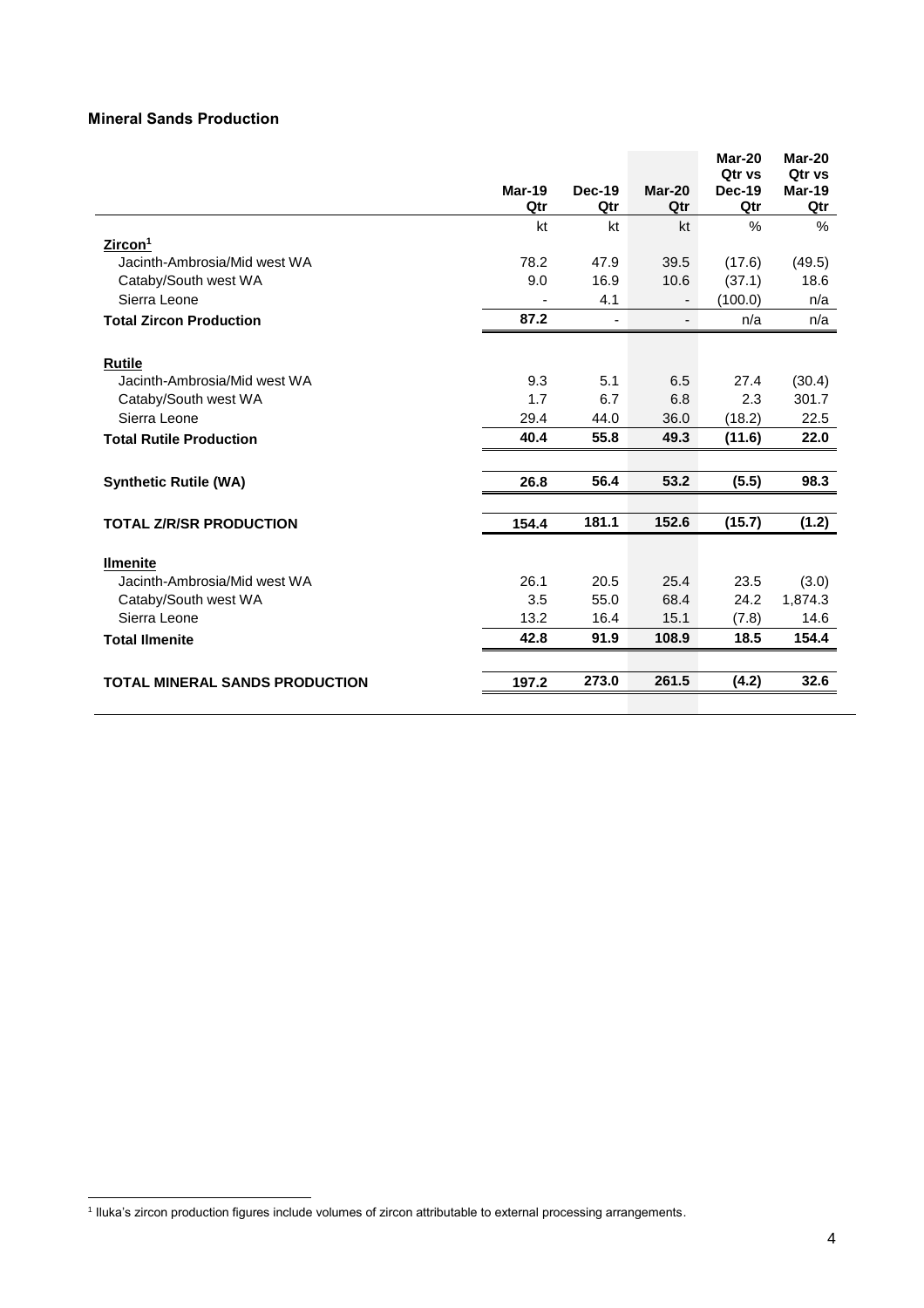### Mineral Sands Production

| | Mar-19 Qtr | Dec-19 Qtr | Mar-20 Qtr | Mar-20 Qtr vs Dec-19 Qtr | Mar-20 Qtr vs Mar-19 Qtr |
|---|---|---|---|---|---|
| | kt | kt | kt | % | % |
| **Zircon[1]** | | | | | |
| Jacinth-Ambrosia/Mid west WA | 78.2 | 47.9 | 39.5 | (17.6) | (49.5) |
| Cataby/South west WA | 9.0 | 16.9 | 10.6 | (37.1) | 18.6 |
| Sierra Leone | - | 4.1 | - | (100.0) | n/a |
| **Total Zircon Production** | **87.2** | - | - | n/a | n/a |
| **Rutile** | | | | | |
| Jacinth-Ambrosia/Mid west WA | 9.3 | 5.1 | 6.5 | 27.4 | (30.4) |
| Cataby/South west WA | 1.7 | 6.7 | 6.8 | 2.3 | 301.7 |
| Sierra Leone | 29.4 | 44.0 | 36.0 | (18.2) | 22.5 |
| **Total Rutile Production** | **40.4** | **55.8** | **49.3** | **(11.6)** | **22.0** |
| **Synthetic Rutile (WA)** | **26.8** | **56.4** | **53.2** | **(5.5)** | **98.3** |
| **TOTAL Z/R/SR PRODUCTION** | **154.4** | **181.1** | **152.6** | **(15.7)** | **(1.2)** |
| **Ilmenite** | | | | | |
| Jacinth-Ambrosia/Mid west WA | 26.1 | 20.5 | 25.4 | 23.5 | (3.0) |
| Cataby/South west WA | 3.5 | 55.0 | 68.4 | 24.2 | 1,874.3 |
| Sierra Leone | 13.2 | 16.4 | 15.1 | (7.8) | 14.6 |
| **Total Ilmenite** | **42.8** | **91.9** | **108.9** | **18.5** | **154.4** |
| **TOTAL MINERAL SANDS PRODUCTION** | **197.2** | **273.0** | **261.5** | **(4.2)** | **32.6** |

[1] Iluka's zircon production figures include volumes of zircon attributable to external processing arrangements.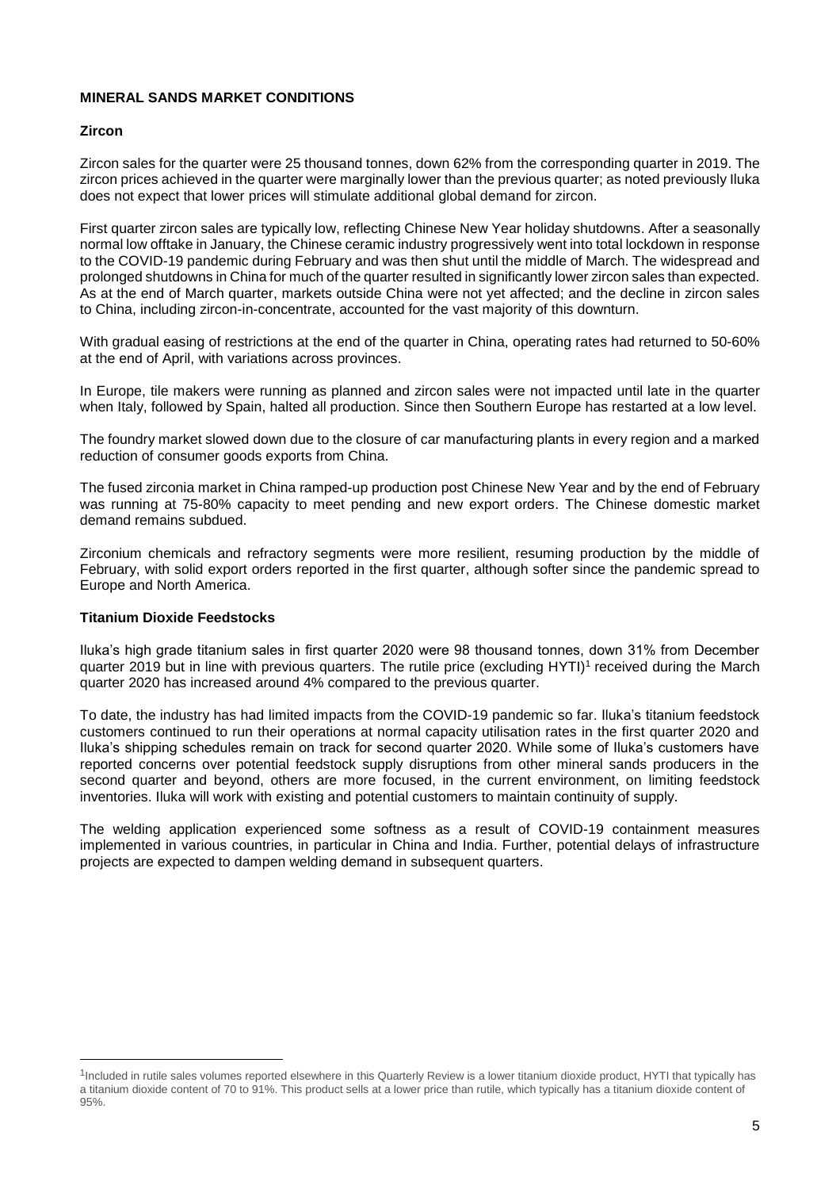## MINERAL SANDS MARKET CONDITIONS

### Zircon

Zircon sales for the quarter were 25 thousand tonnes, down 62% from the corresponding quarter in 2019. The zircon prices achieved in the quarter were marginally lower than the previous quarter; as noted previously Iluka does not expect that lower prices will stimulate additional global demand for zircon.

First quarter zircon sales are typically low, reflecting Chinese New Year holiday shutdowns. After a seasonally normal low offtake in January, the Chinese ceramic industry progressively went into total lockdown in response to the COVID-19 pandemic during February and was then shut until the middle of March. The widespread and prolonged shutdowns in China for much of the quarter resulted in significantly lower zircon sales than expected. As at the end of March quarter, markets outside China were not yet affected; and the decline in zircon sales to China, including zircon-in-concentrate, accounted for the vast majority of this downturn.

With gradual easing of restrictions at the end of the quarter in China, operating rates had returned to 50-60% at the end of April, with variations across provinces.

In Europe, tile makers were running as planned and zircon sales were not impacted until late in the quarter when Italy, followed by Spain, halted all production. Since then Southern Europe has restarted at a low level.

The foundry market slowed down due to the closure of car manufacturing plants in every region and a marked reduction of consumer goods exports from China.

The fused zirconia market in China ramped-up production post Chinese New Year and by the end of February was running at 75-80% capacity to meet pending and new export orders. The Chinese domestic market demand remains subdued.

Zirconium chemicals and refractory segments were more resilient, resuming production by the middle of February, with solid export orders reported in the first quarter, although softer since the pandemic spread to Europe and North America.

### Titanium Dioxide Feedstocks

Iluka's high grade titanium sales in first quarter 2020 were 98 thousand tonnes, down 31% from December quarter 2019 but in line with previous quarters. The rutile price (excluding HYTI)[1] received during the March quarter 2020 has increased around 4% compared to the previous quarter.

To date, the industry has had limited impacts from the COVID-19 pandemic so far. Iluka's titanium feedstock customers continued to run their operations at normal capacity utilisation rates in the first quarter 2020 and Iluka's shipping schedules remain on track for second quarter 2020. While some of Iluka's customers have reported concerns over potential feedstock supply disruptions from other mineral sands producers in the second quarter and beyond, others are more focused, in the current environment, on limiting feedstock inventories. Iluka will work with existing and potential customers to maintain continuity of supply.

The welding application experienced some softness as a result of COVID-19 containment measures implemented in various countries, in particular in China and India. Further, potential delays of infrastructure projects are expected to dampen welding demand in subsequent quarters.

---

[1] Included in rutile sales volumes reported elsewhere in this Quarterly Review is a lower titanium dioxide product, HYTI that typically has a titanium dioxide content of 70 to 91%. This product sells at a lower price than rutile, which typically has a titanium dioxide content of 95%.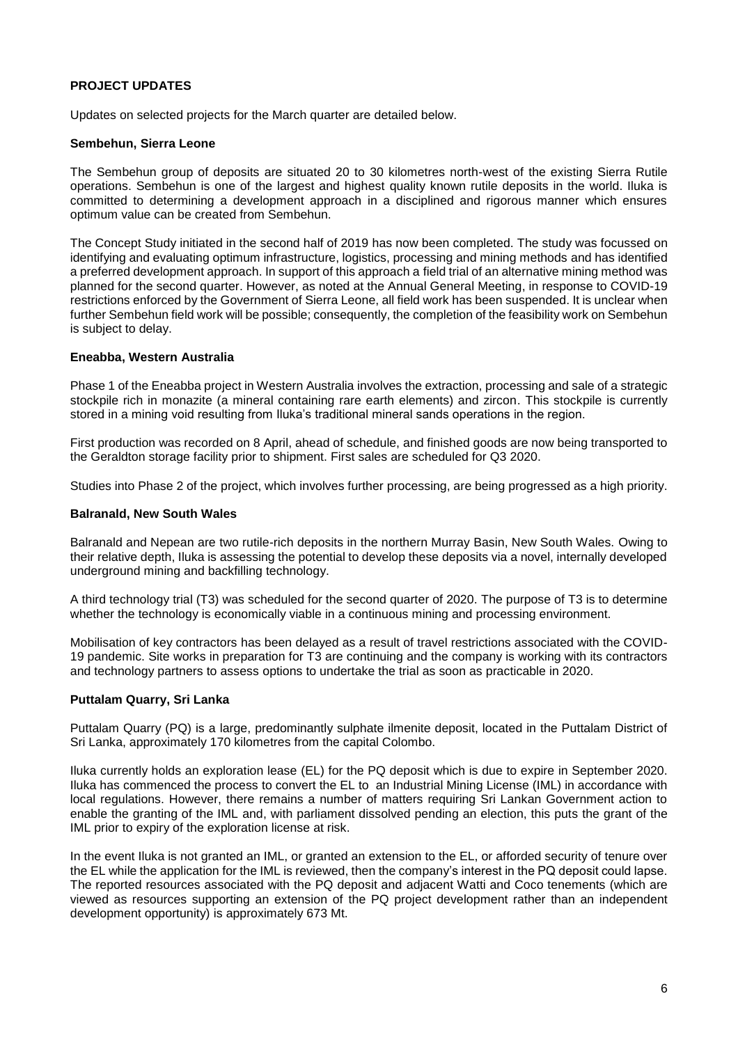## PROJECT UPDATES

Updates on selected projects for the March quarter are detailed below.

### Sembehun, Sierra Leone

The Sembehun group of deposits are situated 20 to 30 kilometres north-west of the existing Sierra Rutile operations. Sembehun is one of the largest and highest quality known rutile deposits in the world. Iluka is committed to determining a development approach in a disciplined and rigorous manner which ensures optimum value can be created from Sembehun.

The Concept Study initiated in the second half of 2019 has now been completed. The study was focussed on identifying and evaluating optimum infrastructure, logistics, processing and mining methods and has identified a preferred development approach. In support of this approach a field trial of an alternative mining method was planned for the second quarter. However, as noted at the Annual General Meeting, in response to COVID-19 restrictions enforced by the Government of Sierra Leone, all field work has been suspended. It is unclear when further Sembehun field work will be possible; consequently, the completion of the feasibility work on Sembehun is subject to delay.

### Eneabba, Western Australia

Phase 1 of the Eneabba project in Western Australia involves the extraction, processing and sale of a strategic stockpile rich in monazite (a mineral containing rare earth elements) and zircon. This stockpile is currently stored in a mining void resulting from Iluka's traditional mineral sands operations in the region.

First production was recorded on 8 April, ahead of schedule, and finished goods are now being transported to the Geraldton storage facility prior to shipment. First sales are scheduled for Q3 2020.

Studies into Phase 2 of the project, which involves further processing, are being progressed as a high priority.

### Balranald, New South Wales

Balranald and Nepean are two rutile-rich deposits in the northern Murray Basin, New South Wales. Owing to their relative depth, Iluka is assessing the potential to develop these deposits via a novel, internally developed underground mining and backfilling technology.

A third technology trial (T3) was scheduled for the second quarter of 2020. The purpose of T3 is to determine whether the technology is economically viable in a continuous mining and processing environment.

Mobilisation of key contractors has been delayed as a result of travel restrictions associated with the COVID-19 pandemic. Site works in preparation for T3 are continuing and the company is working with its contractors and technology partners to assess options to undertake the trial as soon as practicable in 2020.

### Puttalam Quarry, Sri Lanka

Puttalam Quarry (PQ) is a large, predominantly sulphate ilmenite deposit, located in the Puttalam District of Sri Lanka, approximately 170 kilometres from the capital Colombo.

Iluka currently holds an exploration lease (EL) for the PQ deposit which is due to expire in September 2020. Iluka has commenced the process to convert the EL to an Industrial Mining License (IML) in accordance with local regulations. However, there remains a number of matters requiring Sri Lankan Government action to enable the granting of the IML and, with parliament dissolved pending an election, this puts the grant of the IML prior to expiry of the exploration license at risk.

In the event Iluka is not granted an IML, or granted an extension to the EL, or afforded security of tenure over the EL while the application for the IML is reviewed, then the company's interest in the PQ deposit could lapse. The reported resources associated with the PQ deposit and adjacent Watti and Coco tenements (which are viewed as resources supporting an extension of the PQ project development rather than an independent development opportunity) is approximately 673 Mt.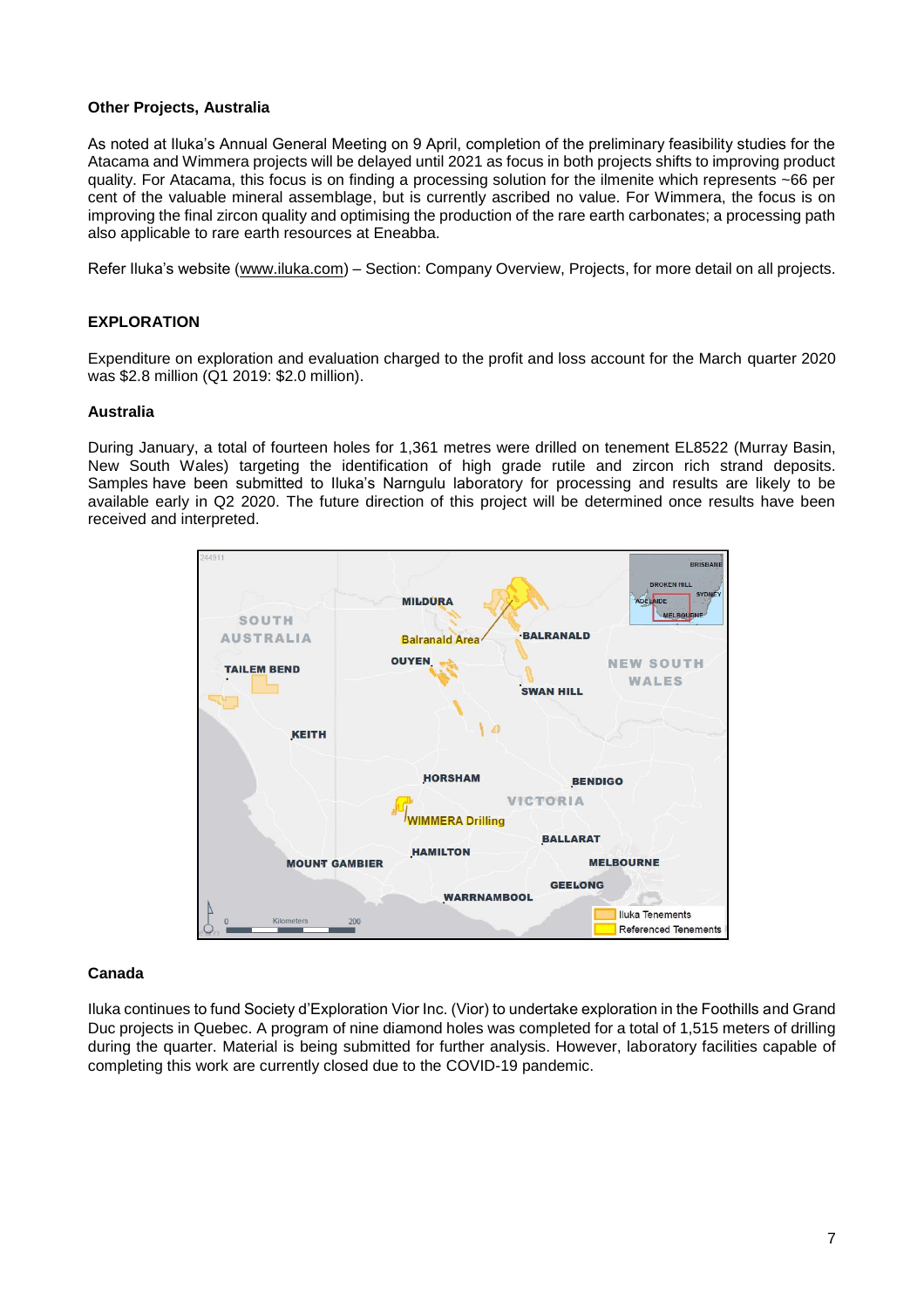### Other Projects, Australia

As noted at Iluka's Annual General Meeting on 9 April, completion of the preliminary feasibility studies for the Atacama and Wimmera projects will be delayed until 2021 as focus in both projects shifts to improving product quality. For Atacama, this focus is on finding a processing solution for the ilmenite which represents ~66 per cent of the valuable mineral assemblage, but is currently ascribed no value. For Wimmera, the focus is on improving the final zircon quality and optimising the production of the rare earth carbonates; a processing path also applicable to rare earth resources at Eneabba.

Refer Iluka's website (www.iluka.com) – Section: Company Overview, Projects, for more detail on all projects.

## EXPLORATION

Expenditure on exploration and evaluation charged to the profit and loss account for the March quarter 2020 was $2.8 million (Q1 2019: $2.0 million).

### Australia

During January, a total of fourteen holes for 1,361 metres were drilled on tenement EL8522 (Murray Basin, New South Wales) targeting the identification of high grade rutile and zircon rich strand deposits. Samples have been submitted to Iluka's Narngulu laboratory for processing and results are likely to be available early in Q2 2020. The future direction of this project will be determined once results have been received and interpreted.

### Canada

Iluka continues to fund Society d'Exploration Vior Inc. (Vior) to undertake exploration in the Foothills and Grand Duc projects in Quebec. A program of nine diamond holes was completed for a total of 1,515 meters of drilling during the quarter. Material is being submitted for further analysis. However, laboratory facilities capable of completing this work are currently closed due to the COVID-19 pandemic.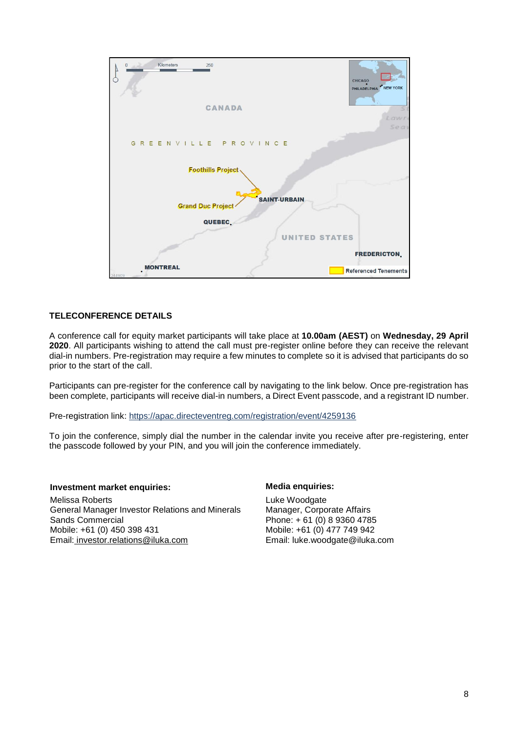## TELECONFERENCE DETAILS

A conference call for equity market participants will take place at **10.00am (AEST)** on **Wednesday, 29 April 2020**. All participants wishing to attend the call must pre-register online before they can receive the relevant dial-in numbers. Pre-registration may require a few minutes to complete so it is advised that participants do so prior to the start of the call.

Participants can pre-register for the conference call by navigating to the link below. Once pre-registration has been complete, participants will receive dial-in numbers, a Direct Event passcode, and a registrant ID number.

Pre-registration link: https://apac.directeventreg.com/registration/event/4259136

To join the conference, simply dial the number in the calendar invite you receive after pre-registering, enter the passcode followed by your PIN, and you will join the conference immediately.

**Investment market enquiries:**

Melissa Roberts
General Manager Investor Relations and Minerals Sands Commercial
Mobile: +61 (0) 450 398 431
Email: investor.relations@iluka.com

**Media enquiries:**

Luke Woodgate
Manager, Corporate Affairs
Phone: + 61 (0) 8 9360 4785
Mobile: +61 (0) 477 749 942
Email: luke.woodgate@iluka.com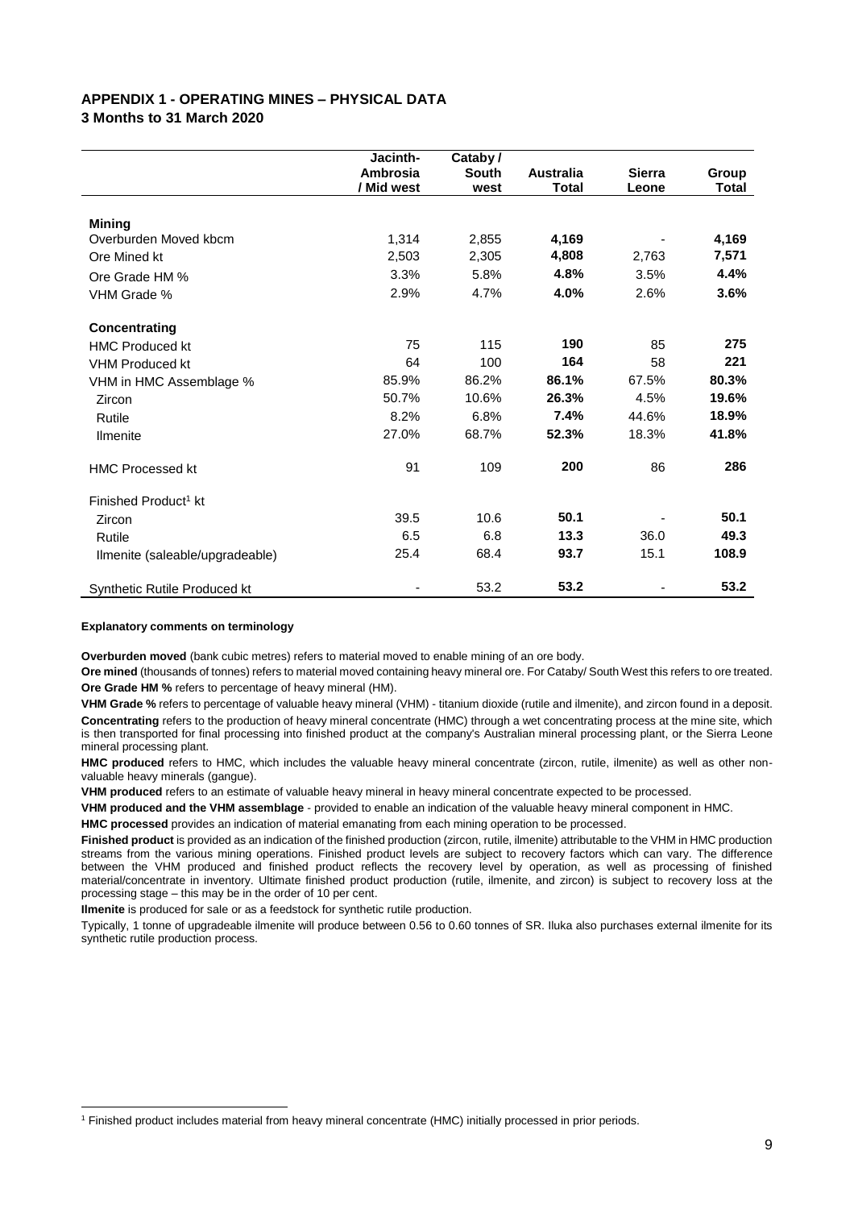## APPENDIX 1 - OPERATING MINES – PHYSICAL DATA

### 3 Months to 31 March 2020

| | Jacinth-Ambrosia / Mid west | Cataby / South west | Australia Total | Sierra Leone | Group Total |
|---|---|---|---|---|---|
| **Mining** | | | | | |
| Overburden Moved kbcm | 1,314 | 2,855 | **4,169** | - | **4,169** |
| Ore Mined kt | 2,503 | 2,305 | **4,808** | 2,763 | **7,571** |
| Ore Grade HM % | 3.3% | 5.8% | **4.8%** | 3.5% | **4.4%** |
| VHM Grade % | 2.9% | 4.7% | **4.0%** | 2.6% | **3.6%** |
| **Concentrating** | | | | | |
| HMC Produced kt | 75 | 115 | **190** | 85 | **275** |
| VHM Produced kt | 64 | 100 | **164** | 58 | **221** |
| VHM in HMC Assemblage % | 85.9% | 86.2% | **86.1%** | 67.5% | **80.3%** |
| Zircon | 50.7% | 10.6% | **26.3%** | 4.5% | **19.6%** |
| Rutile | 8.2% | 6.8% | **7.4%** | 44.6% | **18.9%** |
| Ilmenite | 27.0% | 68.7% | **52.3%** | 18.3% | **41.8%** |
| HMC Processed kt | 91 | 109 | **200** | 86 | **286** |
| Finished Product[1] kt | | | | | |
| Zircon | 39.5 | 10.6 | **50.1** | - | **50.1** |
| Rutile | 6.5 | 6.8 | **13.3** | 36.0 | **49.3** |
| Ilmenite (saleable/upgradeable) | 25.4 | 68.4 | **93.7** | 15.1 | **108.9** |
| Synthetic Rutile Produced kt | - | 53.2 | **53.2** | - | **53.2** |

**Explanatory comments on terminology**

**Overburden moved** (bank cubic metres) refers to material moved to enable mining of an ore body.

**Ore mined** (thousands of tonnes) refers to material moved containing heavy mineral ore. For Cataby/ South West this refers to ore treated.

**Ore Grade HM %** refers to percentage of heavy mineral (HM).

**VHM Grade %** refers to percentage of valuable heavy mineral (VHM) - titanium dioxide (rutile and ilmenite), and zircon found in a deposit.

**Concentrating** refers to the production of heavy mineral concentrate (HMC) through a wet concentrating process at the mine site, which is then transported for final processing into finished product at the company's Australian mineral processing plant, or the Sierra Leone mineral processing plant.

**HMC produced** refers to HMC, which includes the valuable heavy mineral concentrate (zircon, rutile, ilmenite) as well as other non-valuable heavy minerals (gangue).

**VHM produced** refers to an estimate of valuable heavy mineral in heavy mineral concentrate expected to be processed.

**VHM produced and the VHM assemblage** - provided to enable an indication of the valuable heavy mineral component in HMC.

**HMC processed** provides an indication of material emanating from each mining operation to be processed.

**Finished product** is provided as an indication of the finished production (zircon, rutile, ilmenite) attributable to the VHM in HMC production streams from the various mining operations. Finished product levels are subject to recovery factors which can vary. The difference between the VHM produced and finished product reflects the recovery level by operation, as well as processing of finished material/concentrate in inventory. Ultimate finished product production (rutile, ilmenite, and zircon) is subject to recovery loss at the processing stage – this may be in the order of 10 per cent.

**Ilmenite** is produced for sale or as a feedstock for synthetic rutile production.

Typically, 1 tonne of upgradeable ilmenite will produce between 0.56 to 0.60 tonnes of SR. Iluka also purchases external ilmenite for its synthetic rutile production process.

[1] Finished product includes material from heavy mineral concentrate (HMC) initially processed in prior periods.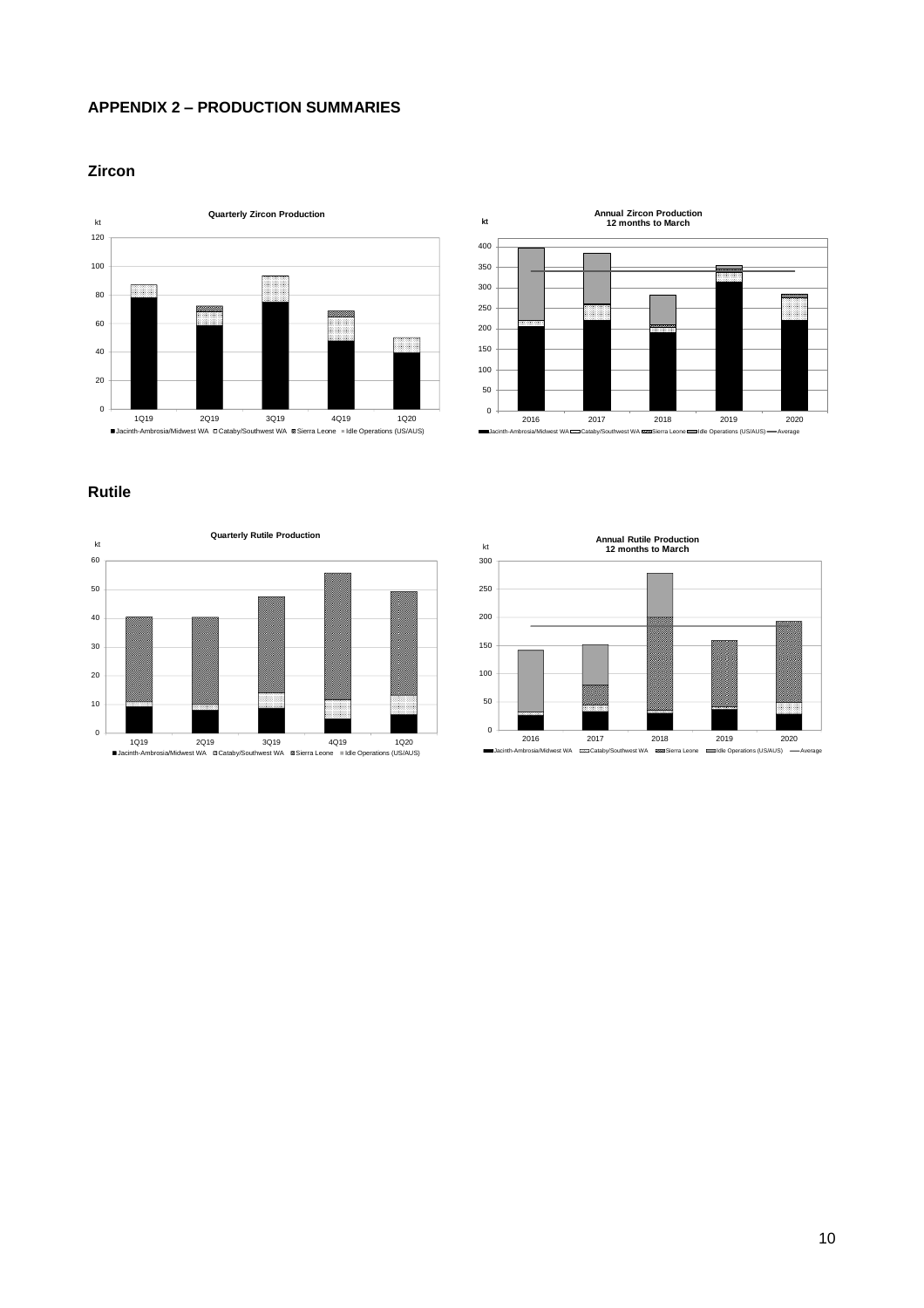## APPENDIX 2 – PRODUCTION SUMMARIES

### Zircon

**Quarterly Zircon Production**

kt

120
100
80
60
40
20
0

1Q19 2Q19 3Q19 4Q19 1Q20

■ Jacinth-Ambrosia/Midwest WA □ Cataby/Southwest WA ▨ Sierra Leone ▫ Idle Operations (US/AUS)

**Annual Zircon Production**
**12 months to March**

kt

400
350
300
250
200
150
100
50
0

2016 2017 2018 2019 2020

Jacinth-Ambrosia/Midwest WA, Cataby/Southwest WA, Sierra Leone, Idle Operations (US/AUS), Average

### Rutile

**Quarterly Rutile Production**

kt

60
50
40
30
20
10
0

1Q19 2Q19 3Q19 4Q19 1Q20

■ Jacinth-Ambrosia/Midwest WA ▨ Cataby/Southwest WA ▨ Sierra Leone ▫ Idle Operations (US/AUS)

**Annual Rutile Production**
**12 months to March**

kt

300
250
200
150
100
50
0

2016 2017 2018 2019 2020

Jacinth-Ambrosia/Midwest WA, Cataby/Southwest WA, Sierra Leone, Idle Operations (US/AUS), Average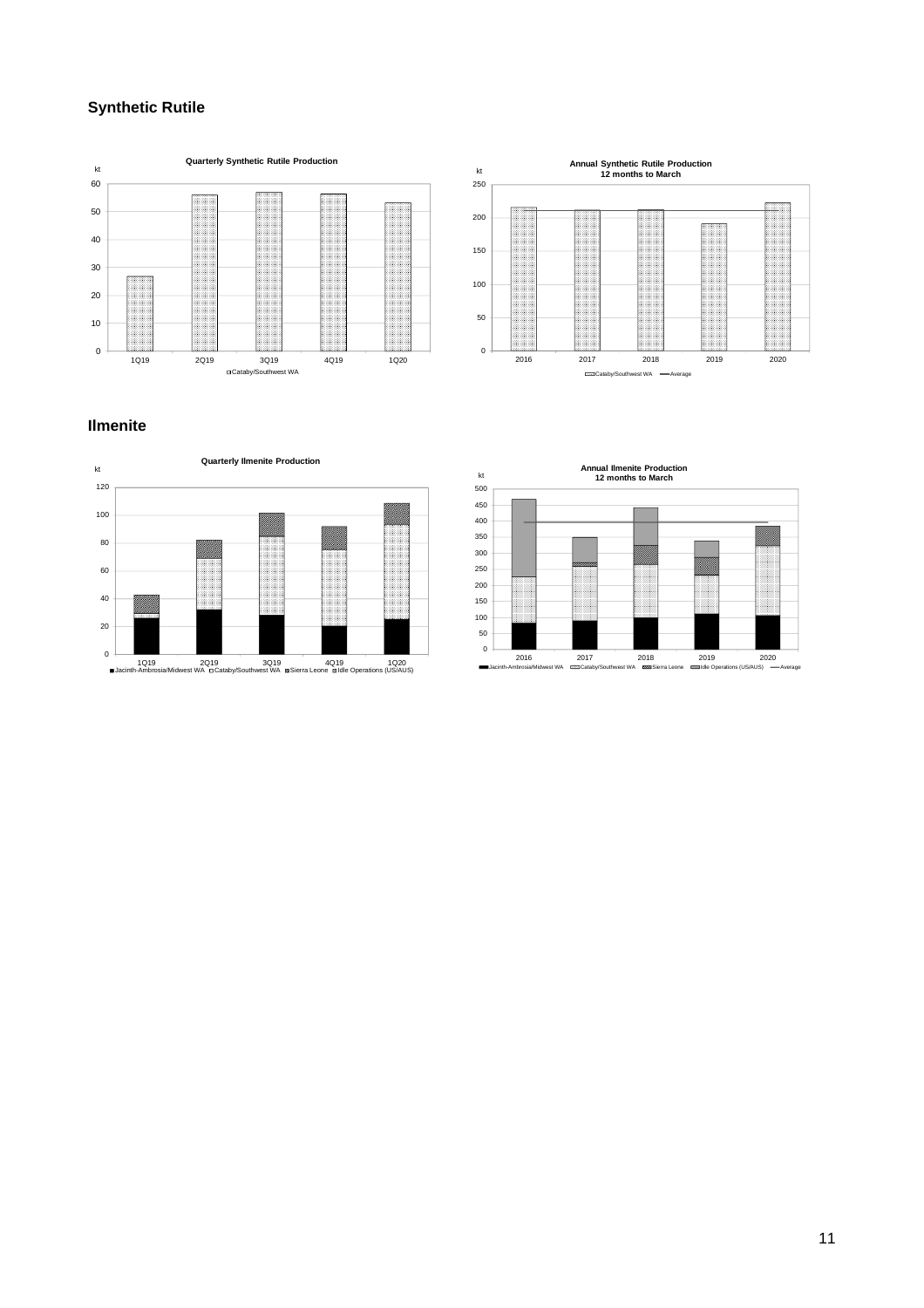## Synthetic Rutile

Quarterly Synthetic Rutile Production

kt

60
50
40
30
20
10
0

1Q19 2Q19 3Q19 4Q19 1Q20

Cataby/Southwest WA

Annual Synthetic Rutile Production
12 months to March

kt

250
200
150
100
50
0

2016 2017 2018 2019 2020

Cataby/Southwest WA Average

## Ilmenite

Quarterly Ilmenite Production

kt

120
100
80
60
40
20
0

1Q19 2Q19 3Q19 4Q19 1Q20

Jacinth-Ambrosia/Midwest WA Cataby/Southwest WA Sierra Leone Idle Operations (US/AUS)

Annual Ilmenite Production
12 months to March

kt

500
450
400
350
300
250
200
150
100
50
0

2016 2017 2018 2019 2020

Jacinth-Ambrosia/Midwest WA Cataby/Southwest WA Sierra Leone Idle Operations (US/AUS) Average